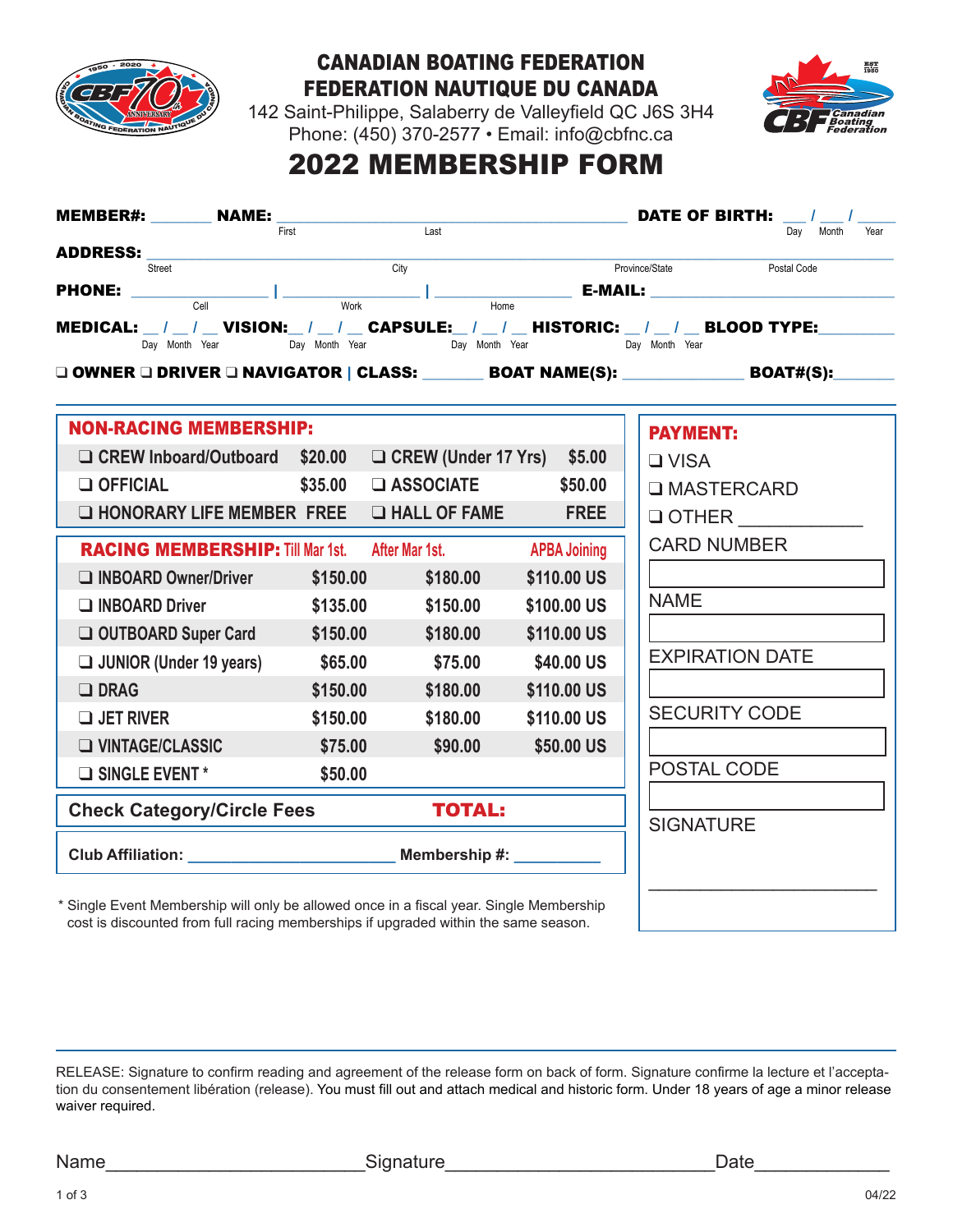# CANADIAN BOATING FEDERATION
# FEDERATION NAUTIQUE DU CANADA

142 Saint-Philippe, Salaberry de Valleyfield QC J6S 3H4
Phone: (450) 370-2577 • Email: info@cbfnc.ca

# 2022 MEMBERSHIP FORM

**MEMBER#:** _______ **NAME:** ______________________ (First / Last) **DATE OF BIRTH:** ___ / ___ / ____ (Day / Month / Year)

**ADDRESS:** ______________________________________ (Street / City / Province/State / Postal Code)

**PHONE:** ______________ | ______________ | ______________ (Cell / Work / Home) **E-MAIL:** ______________________

**MEDICAL:** __ / __ / __ (Day Month Year) **VISION:** __ / __ / __ (Day Month Year) **CAPSULE:** __ / __ / __ (Day Month Year) **HISTORIC:** __ / __ / __ (Day Month Year) **BLOOD TYPE:** ________

❑ **OWNER** ❑ **DRIVER** ❑ **NAVIGATOR** | **CLASS:** _______ **BOAT NAME(S):** _____________ **BOAT#(S):** _______

## NON-RACING MEMBERSHIP:

| | | | |
|---|---|---|---|
| ❑ CREW Inboard/Outboard | $20.00 | ❑ CREW (Under 17 Yrs) | $5.00 |
| ❑ OFFICIAL | $35.00 | ❑ ASSOCIATE | $50.00 |
| ❑ HONORARY LIFE MEMBER | FREE | ❑ HALL OF FAME | FREE |

## RACING MEMBERSHIP:

| | Till Mar 1st. | After Mar 1st. | APBA Joining |
|---|---|---|---|
| ❑ INBOARD Owner/Driver | $150.00 | $180.00 | $110.00 US |
| ❑ INBOARD Driver | $135.00 | $150.00 | $100.00 US |
| ❑ OUTBOARD Super Card | $150.00 | $180.00 | $110.00 US |
| ❑ JUNIOR (Under 19 years) | $65.00 | $75.00 | $40.00 US |
| ❑ DRAG | $150.00 | $180.00 | $110.00 US |
| ❑ JET RIVER | $150.00 | $180.00 | $110.00 US |
| ❑ VINTAGE/CLASSIC | $75.00 | $90.00 | $50.00 US |
| ❑ SINGLE EVENT * | $50.00 | | |

**Check Category/Circle Fees** **TOTAL:**

**Club Affiliation:** ______________________ **Membership #:** __________

\* Single Event Membership will only be allowed once in a fiscal year. Single Membership cost is discounted from full racing memberships if upgraded within the same season.

## PAYMENT:

❑ VISA
❑ MASTERCARD
❑ OTHER ___________

CARD NUMBER

NAME

EXPIRATION DATE

SECURITY CODE

POSTAL CODE

SIGNATURE

______________________

RELEASE: Signature to confirm reading and agreement of the release form on back of form. Signature confirme la lecture et l'acceptation du consentement libération (release). You must fill out and attach medical and historic form. Under 18 years of age a minor release waiver required.

Name______________________ Signature______________________ Date____________

04/22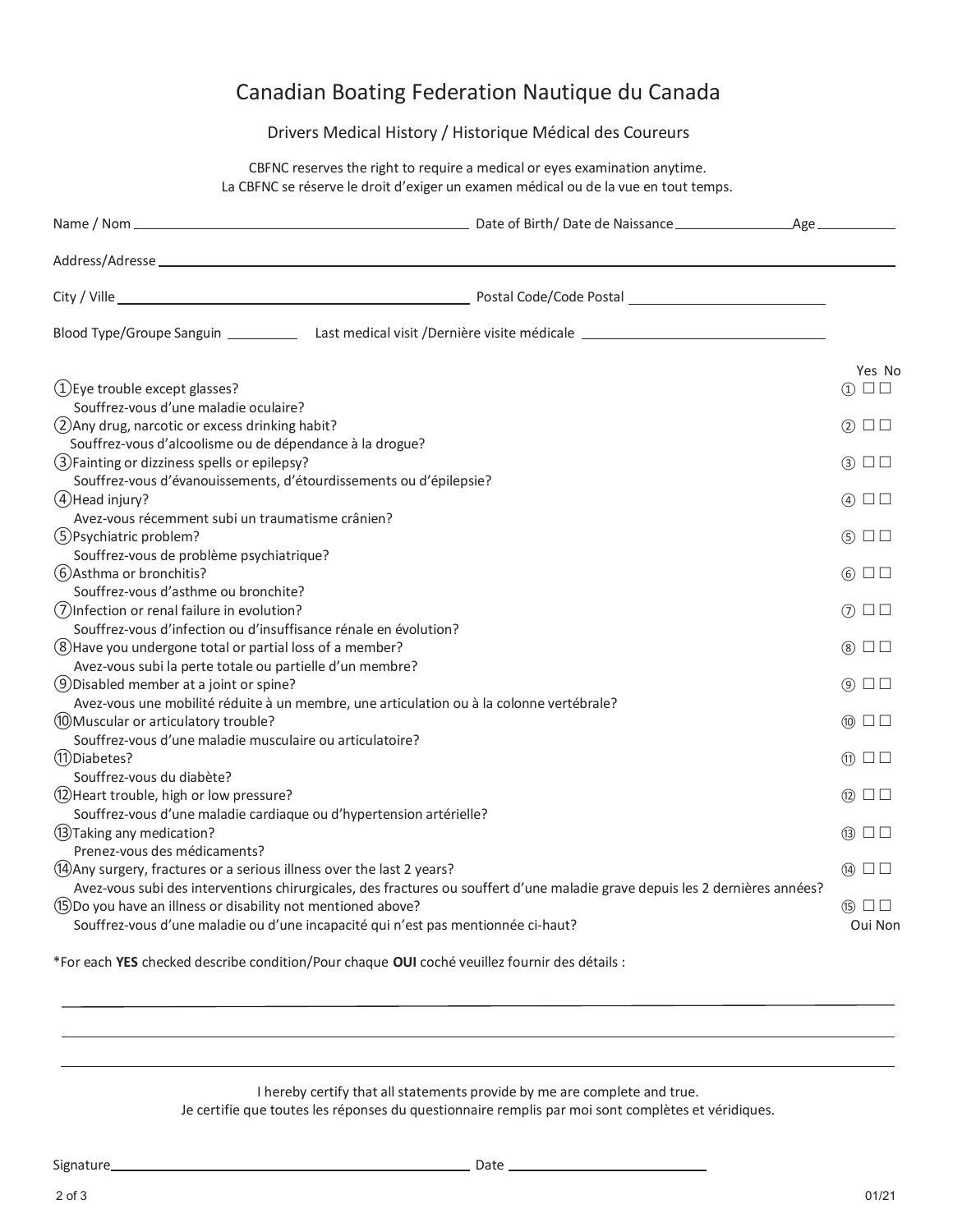# Canadian Boating Federation Nautique du Canada

## Drivers Medical History / Historique Médical des Coureurs

CBFNC reserves the right to require a medical or eyes examination anytime.
La CBFNC se réserve le droit d'exiger un examen médical ou de la vue en tout temps.

Name / Nom ______________________________ Date of Birth/ Date de Naissance ______________ Age ________

Address/Adresse ____________________________________________________________

City / Ville ______________________________ Postal Code/Code Postal ______________________

Blood Type/Groupe Sanguin __________ Last medical visit /Dernière visite médicale ______________________

| Question | Yes / Oui | No / Non |
|---|---|---|
| ① Eye trouble except glasses?<br>Souffrez-vous d'une maladie oculaire? | ☐ | ☐ |
| ② Any drug, narcotic or excess drinking habit?<br>Souffrez-vous d'alcoolisme ou de dépendance à la drogue? | ☐ | ☐ |
| ③ Fainting or dizziness spells or epilepsy?<br>Souffrez-vous d'évanouissements, d'étourdissements ou d'épilepsie? | ☐ | ☐ |
| ④ Head injury?<br>Avez-vous récemment subi un traumatisme crânien? | ☐ | ☐ |
| ⑤ Psychiatric problem?<br>Souffrez-vous de problème psychiatrique? | ☐ | ☐ |
| ⑥ Asthma or bronchitis?<br>Souffrez-vous d'asthme ou bronchite? | ☐ | ☐ |
| ⑦ Infection or renal failure in evolution?<br>Souffrez-vous d'infection ou d'insuffisance rénale en évolution? | ☐ | ☐ |
| ⑧ Have you undergone total or partial loss of a member?<br>Avez-vous subi la perte totale ou partielle d'un membre? | ☐ | ☐ |
| ⑨ Disabled member at a joint or spine?<br>Avez-vous une mobilité réduite à un membre, une articulation ou à la colonne vertébrale? | ☐ | ☐ |
| ⑩ Muscular or articulatory trouble?<br>Souffrez-vous d'une maladie musculaire ou articulatoire? | ☐ | ☐ |
| ⑪ Diabetes?<br>Souffrez-vous du diabète? | ☐ | ☐ |
| ⑫ Heart trouble, high or low pressure?<br>Souffrez-vous d'une maladie cardiaque ou d'hypertension artérielle? | ☐ | ☐ |
| ⑬ Taking any medication?<br>Prenez-vous des médicaments? | ☐ | ☐ |
| ⑭ Any surgery, fractures or a serious illness over the last 2 years?<br>Avez-vous subi des interventions chirurgicales, des fractures ou souffert d'une maladie grave depuis les 2 dernières années? | ☐ | ☐ |
| ⑮ Do you have an illness or disability not mentioned above?<br>Souffrez-vous d'une maladie ou d'une incapacité qui n'est pas mentionnée ci-haut? | ☐ | ☐ |

*For each **YES** checked describe condition/Pour chaque **OUI** coché veuillez fournir des détails :

____________________________________________________________

____________________________________________________________

____________________________________________________________

I hereby certify that all statements provide by me are complete and true.
Je certifie que toutes les réponses du questionnaire remplis par moi sont complètes et véridiques.

Signature ______________________________ Date ______________________

01/21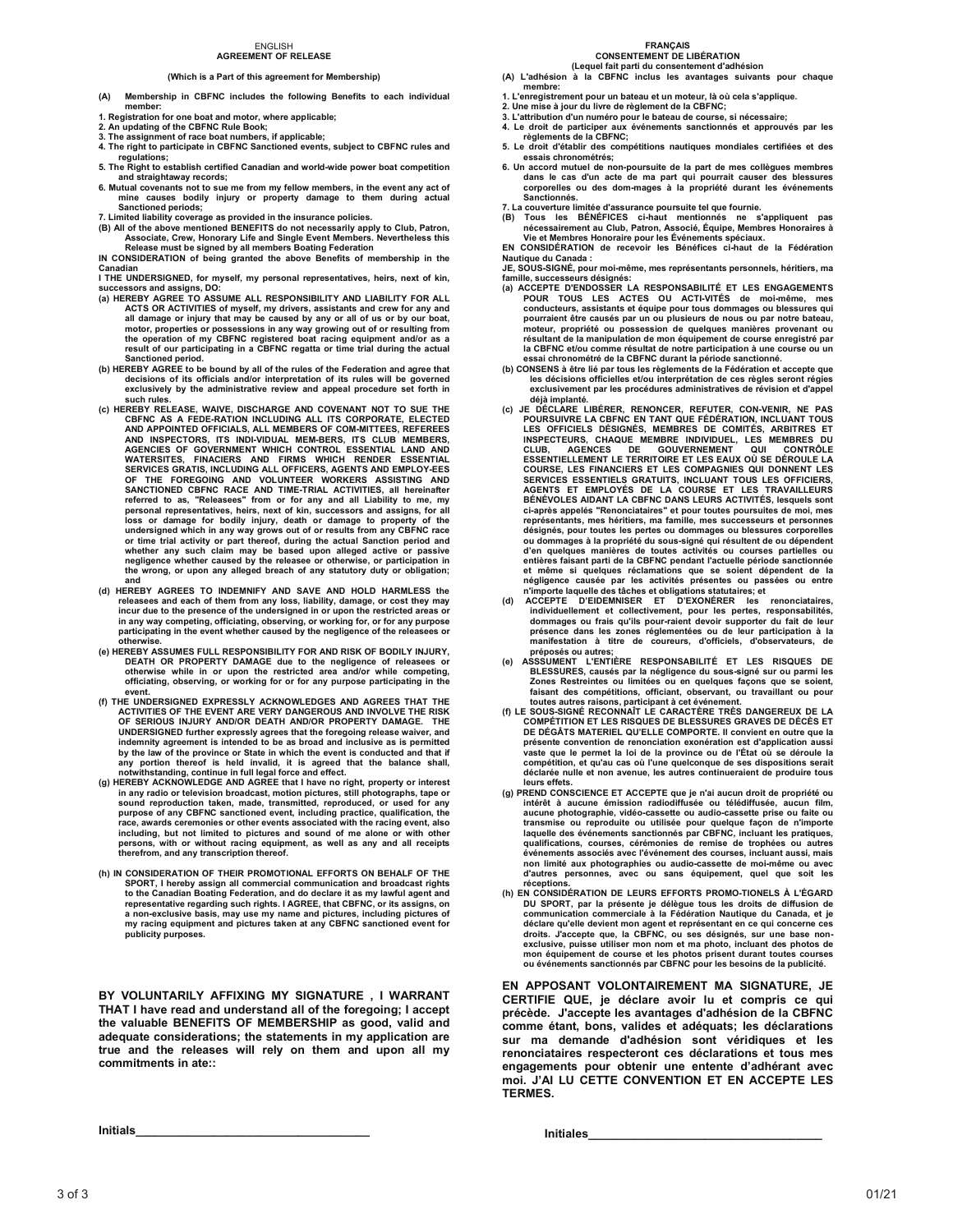ENGLISH

**AGREEMENT OF RELEASE**

**(Which is a Part of this agreement for Membership)**

**(A) Membership in CBFNC includes the following Benefits to each individual member:**

**1. Registration for one boat and motor, where applicable;**
**2. An updating of the CBFNC Rule Book;**
**3. The assignment of race boat numbers, if applicable;**
**4. The right to participate in CBFNC Sanctioned events, subject to CBFNC rules and regulations;**
**5. The Right to establish certified Canadian and world-wide power boat competition and straightaway records;**
**6. Mutual covenants not to sue me from my fellow members, in the event any act of mine causes bodily injury or property damage to them during actual Sanctioned periods;**
**7. Limited liability coverage as provided in the insurance policies.**

**(B) All of the above mentioned BENEFITS do not necessarily apply to Club, Patron, Associate, Crew, Honorary Life and Single Event Members. Nevertheless this Release must be signed by all members Boating Federation**

**IN CONSIDERATION of being granted the above Benefits of membership in the Canadian**

**I THE UNDERSIGNED, for myself, my personal representatives, heirs, next of kin, successors and assigns, DO:**

**(a) HEREBY AGREE TO ASSUME ALL RESPONSIBILITY AND LIABILITY FOR ALL ACTS OR ACTIVITIES of myself, my drivers, assistants and crew for any and all damage or injury that may be caused by any or all of us or by our boat, motor, properties or possessions in any way growing out of or resulting from the operation of my CBFNC registered boat racing equipment and/or as a result of our participating in a CBFNC regatta or time trial during the actual Sanctioned period.**

**(b) HEREBY AGREE to be bound by all of the rules of the Federation and agree that decisions of its officials and/or interpretation of its rules will be governed exclusively by the administrative review and appeal procedure set forth in such rules.**

**(c) HEREBY RELEASE, WAIVE, DISCHARGE AND COVENANT NOT TO SUE THE CBFNC AS A FEDE-RATION INCLUDING ALL ITS CORPORATE, ELECTED AND APPOINTED OFFICIALS, ALL MEMBERS OF COM-MITTEES, REFEREES AND INSPECTORS, ITS INDI-VIDUAL MEM-BERS, ITS CLUB MEMBERS, AGENCIES OF GOVERNMENT WHICH CONTROL ESSENTIAL LAND AND WATERSITES, FINACIERS AND FIRMS WHICH RENDER ESSENTIAL SERVICES GRATIS, INCLUDING ALL OFFICERS, AGENTS AND EMPLOY-EES OF THE FOREGOING AND VOLUNTEER WORKERS ASSISTING AND SANCTIONED CBFNC RACE AND TIME-TRIAL ACTIVITIES, all hereinafter referred to as, "Releasees" from or for any and all Liability to me, my personal representatives, heirs, next of kin, successors and assigns, for all loss or damage for bodily injury, death or damage to property of the undersigned which in any way grows out of or results from any CBFNC race or time trial activity or part thereof, during the actual Sanction period and whether any such claim may be based upon alleged active or passive negligence whether caused by the releasee or otherwise, or participation in the wrong, or upon any alleged breach of any statutory duty or obligation; and**

**(d) HEREBY AGREES TO INDEMNIFY AND SAVE AND HOLD HARMLESS the releasees and each of them from any loss, liability, damage, or cost they may incur due to the presence of the undersigned in or upon the restricted areas or in any way competing, officiating, observing, or working for, or for any purpose participating in the event whether caused by the negligence of the releasees or otherwise.**

**(e) HEREBY ASSUMES FULL RESPONSIBILITY FOR AND RISK OF BODILY INJURY, DEATH OR PROPERTY DAMAGE due to the negligence of releasees or otherwise while in or upon the restricted area and/or while competing, officiating, observing, or working for or for any purpose participating in the event.**

**(f) THE UNDERSIGNED EXPRESSLY ACKNOWLEDGES AND AGREES THAT THE ACTIVITIES OF THE EVENT ARE VERY DANGEROUS AND INVOLVE THE RISK OF SERIOUS INJURY AND/OR DEATH AND/OR PROPERTY DAMAGE. THE UNDERSIGNED further expressly agrees that the foregoing release waiver, and indemnity agreement is intended to be as broad and inclusive as is permitted by the law of the province or State in which the event is conducted and that if any portion thereof is held invalid, it is agreed that the balance shall, notwithstanding, continue in full legal force and effect.**

**(g) HEREBY ACKNOWLEDGE AND AGREE that I have no right, property or interest in any radio or television broadcast, motion pictures, still photographs, tape or sound reproduction taken, made, transmitted, reproduced, or used for any purpose of any CBFNC sanctioned event, including practice, qualification, the race, awards ceremonies or other events associated with the racing event, also including, but not limited to pictures and sound of me alone or with other persons, with or without racing equipment, as well as any and all receipts therefrom, and any transcription thereof.**

**(h) IN CONSIDERATION OF THEIR PROMOTIONAL EFFORTS ON BEHALF OF THE SPORT, I hereby assign all commercial communication and broadcast rights to the Canadian Boating Federation, and do declare it as my lawful agent and representative regarding such rights. I AGREE, that CBFNC, or its assigns, on a non-exclusive basis, may use my name and pictures, including pictures of my racing equipment and pictures taken at any CBFNC sanctioned event for publicity purposes.**

**BY VOLUNTARILY AFFIXING MY SIGNATURE , I WARRANT THAT I have read and understand all of the foregoing; I accept the valuable BENEFITS OF MEMBERSHIP as good, valid and adequate considerations; the statements in my application are true and the releases will rely on them and upon all my commitments in ate::**

**Initials\_\_\_\_\_\_\_\_\_\_\_\_\_\_\_\_\_\_\_\_\_\_\_\_\_\_\_\_\_\_\_\_\_\_\_**

**FRANÇAIS**

**CONSENTEMENT DE LIBÉRATION**

**(Lequel fait parti du consentement d'adhésion**

**(A) L'adhésion à la CBFNC inclus les avantages suivants pour chaque membre:**

**1. L'enregistrement pour un bateau et un moteur, là où cela s'applique.**
**2. Une mise à jour du livre de règlement de la CBFNC;**
**3. L'attribution d'un numéro pour le bateau de course, si nécessaire;**
**4. Le droit de participer aux événements sanctionnés et approuvés par les règlements de la CBFNC;**
**5. Le droit d'établir des compétitions nautiques mondiales certifiées et des essais chronométrés;**
**6. Un accord mutuel de non-poursuite de la part de me collègues membres dans le cas d'un acte de ma part qui pourrait causer des blessures corporelles ou des dom-mages à la propriété durant les événements Sanctionnés.**
**7. La couverture limitée d'assurance poursuite tel que fournie.**

**(B) Tous les BÉNÉFICES ci-haut mentionnés ne s'appliquent pas nécessairement au Club, Patron, Associé, Équipe, Membres Honoraires à Vie et Membres Honoraire pour les Événements spéciaux.**

**EN CONSIDÉRATION de recevoir les Bénéfices ci-haut de la Fédération Nautique du Canada :**

**JE, SOUS-SIGNÉ, pour moi-même, mes représentants personnels, héritiers, ma famille, successeurs désignés:**

**(a) ACCEPTE D'ENDOSSER LA RESPONSABILITÉ ET LES ENGAGEMENTS POUR TOUS LES ACTES OU ACTI-VITÉS de moi-même, mes conducteurs, assistants et équipe pour tous dommages ou blessures qui pourraient être causés par un ou plusieurs de nous ou par notre bateau, moteur, propriété ou possession de quelques manières provenant ou résultant de la manipulation de mon équipement de course enregistré par la CBFNC et/ou comme résultat de notre participation à une course ou un essai chronométré de la CBFNC durant la période sanctionné.**

**(b) CONSENS à être lié par tous les règlements de la Fédération et accepte que les décisions officielles et/ou interprétation de ces règles seront régies exclusivement par les procédures administratives de révision et d'appel déjà implanté.**

**(c) JE DÉCLARE LIBÉRER, RENONCER, REFUTER, CON-VENIR, NE PAS POURSUIVRE LA CBFNC EN TANT QUE FÉDÉRATION, INCLUANT TOUS LES OFFICIELS DÉSIGNÉS, MEMBRES DE COMITÉS, ARBITRES ET INSPECTEURS, CHAQUE MEMBRE INDIVIDUEL, LES MEMBRES DU CLUB, AGENCES DE GOUVERNEMENT QUI CONTRÔLE ESSENTIELLEMENT LE TERRITOIRE ET LES EAUX OÙ SE DÉROULE LA COURSE, LES FINANCIERS ET LES COMPAGNIES QUI DONNENT LES SERVICES ESSENTIELS GRATUITS, INCLUANT TOUS LES OFFICIERS, AGENTS ET EMPLOYÉS DE LA COURSE ET LES TRAVAILLEURS BÉNÉVOLES AIDANT LA CBFNC DANS LEURS ACTIVITÉS, lesquels sont ci-après appelés "Renonciataires" et pour toutes poursuites de moi, mes représentants, mes héritiers, ma famille, mes successeurs et personnes désignés, pour toutes les pertes ou dommages ou blessures corporelles ou dommages à la propriété du sous-signé qui résultent de ou dépendent d'en quelques manières de toutes activités ou courses partielles ou entières faisant parti de la CBFNC pendant l'actuelle période sanctionnée et même si quelques réclamations que se soient dépendent de la négligence causée par les activités présentes ou passées ou entre n'importe laquelle des tâches et obligations statutaires; et**

**(d) ACCEPTE D'EIDEMNISER ET D'EXONÉRER les renonciataires, individuellement et collectivement, pour les pertes, responsabilités, dommages ou frais qu'ils pour-raient devoir supporter du fait de leur présence dans les zones réglementées ou de leur participation à la manifestation à titre de coureurs, d'officiels, d'observateurs, de préposés ou autres;**

**(e) ASSSUMENT L'ENTIÈRE RESPONSABILITÉ ET LES RISQUES DE BLESSURES, causés par la négligence du sous-signé sur ou parmi les Zones Restreintes ou limitées ou en quelques façons que se soient, faisant des compétitions, officiant, observant, ou travaillant ou pour toutes autres raisons, participant à cet événement.**

**(f) LE SOUS-SIGNÉ RECONNAÎT LE CARACTÈRE TRÈS DANGEREUX DE LA COMPÉTITION ET LES RISQUES DE BLESSURES GRAVES DE DÉCÈS ET DE DÉGÂTS MATERIEL QU'ELLE COMPORTE. Il convient en outre que la présente convention de renonciation exonération est d'application aussi vaste que le permet la loi de la province ou de l'État où se déroule la compétition, et qu'au cas où l'une quelconque de ses dispositions serait déclarée nulle et non avenue, les autres continueraient de produire tous leurs effets.**

**(g) PREND CONSCIENCE ET ACCEPTE que je n'ai aucun droit de propriété ou intérêt à aucune émission radiodiffusée ou télédiffusée, aucun film, aucune photographie, vidéo-cassette ou audio-cassette prise ou faite ou transmise ou reproduite ou utilisée pour quelque façon de n'importe laquelle des événements sanctionnés par CBFNC, incluant les pratiques, qualifications, courses, cérémonies de remise de trophées ou autres événements associés avec l'événement des courses, incluant aussi, mais non limité aux photographies ou audio-cassette de moi-même ou avec d'autres personnes, avec ou sans équipement, quel que soit les réceptions.**

**(h) EN CONSIDÉRATION DE LEURS EFFORTS PROMO-TIONELS À L'ÉGARD DU SPORT, par la présente je délègue tous les droits de diffusion de communication commerciale à la Fédération Nautique du Canada, et je déclare qu'elle devient mon agent et représentant en ce qui concerne ces droits. J'accepte que, la CBFNC, ou ses désignés, sur une base non-exclusive, puisse utiliser mon nom et ma photo, incluant des photos de mon équipement de course et les photos prisent durant toutes courses ou événements sanctionnés par CBFNC pour les besoins de la publicité.**

**EN APPOSANT VOLONTAIREMENT MA SIGNATURE, JE CERTIFIE QUE, je déclare avoir lu et compris ce qui précède. J'accepte les avantages d'adhésion de la CBFNC comme étant, bons, valides et adéquats; les déclarations sur ma demande d'adhésion sont véridiques et les renonciataires respecteront ces déclarations et tous mes engagements pour obtenir une entente d'adhérant avec moi. J'AI LU CETTE CONVENTION ET EN ACCEPTE LES TERMES.**

**Initiales\_\_\_\_\_\_\_\_\_\_\_\_\_\_\_\_\_\_\_\_\_\_\_\_\_\_\_\_\_\_\_\_\_\_\_**

01/21